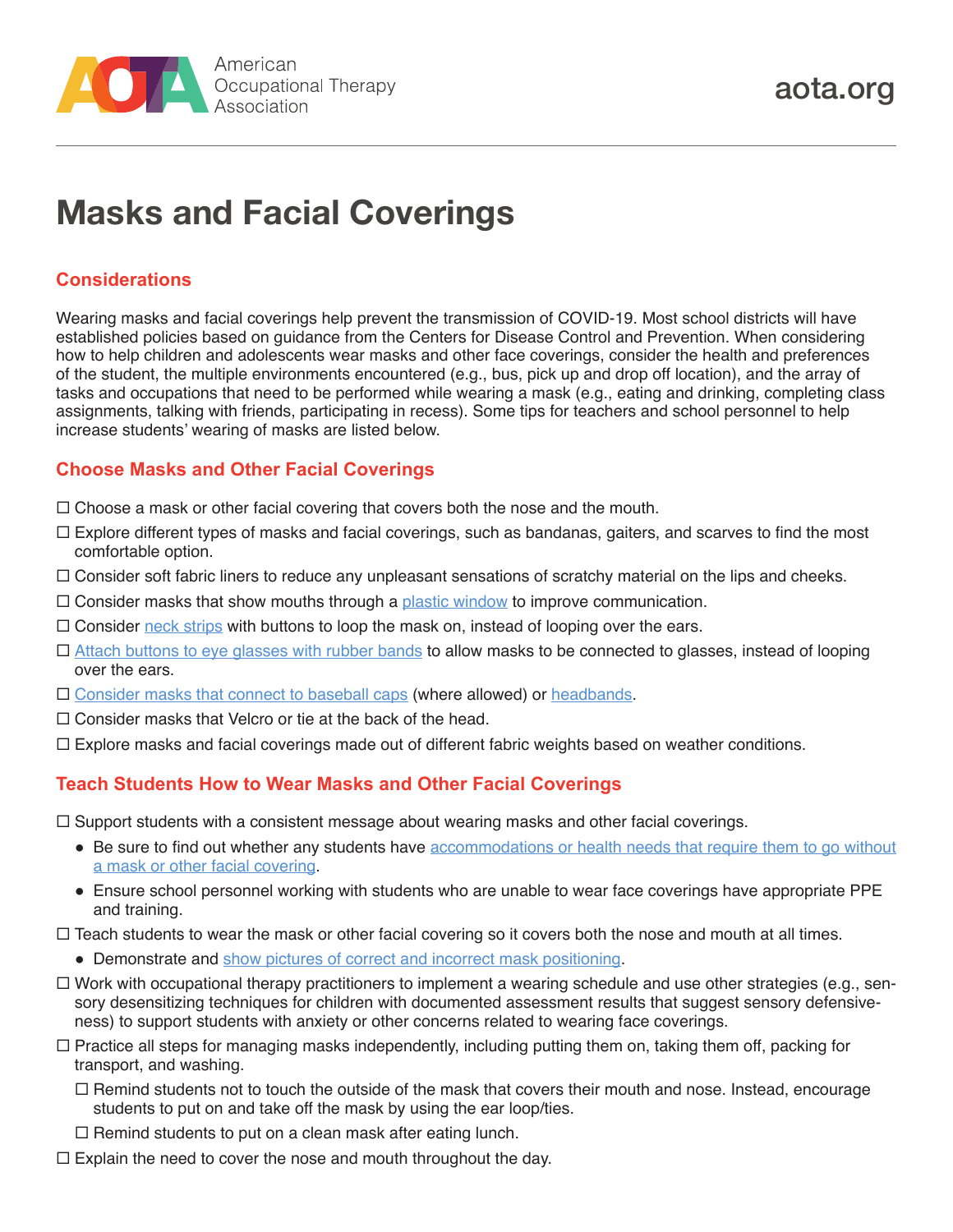American Occupational Therapy Association

aota.org

# Masks and Facial Coverings

## Considerations

Wearing masks and facial coverings help prevent the transmission of COVID-19. Most school districts will have established policies based on guidance from the Centers for Disease Control and Prevention. When considering how to help children and adolescents wear masks and other face coverings, consider the health and preferences of the student, the multiple environments encountered (e.g., bus, pick up and drop off location), and the array of tasks and occupations that need to be performed while wearing a mask (e.g., eating and drinking, completing class assignments, talking with friends, participating in recess). Some tips for teachers and school personnel to help increase students' wearing of masks are listed below.

## Choose Masks and Other Facial Coverings

- ☐ Choose a mask or other facial covering that covers both the nose and the mouth.
- ☐ Explore different types of masks and facial coverings, such as bandanas, gaiters, and scarves to find the most comfortable option.
- ☐ Consider soft fabric liners to reduce any unpleasant sensations of scratchy material on the lips and cheeks.
- ☐ Consider masks that show mouths through a plastic window to improve communication.
- ☐ Consider neck strips with buttons to loop the mask on, instead of looping over the ears.
- ☐ Attach buttons to eye glasses with rubber bands to allow masks to be connected to glasses, instead of looping over the ears.
- ☐ Consider masks that connect to baseball caps (where allowed) or headbands.
- ☐ Consider masks that Velcro or tie at the back of the head.
- ☐ Explore masks and facial coverings made out of different fabric weights based on weather conditions.

## Teach Students How to Wear Masks and Other Facial Coverings

- ☐ Support students with a consistent message about wearing masks and other facial coverings.
  - Be sure to find out whether any students have accommodations or health needs that require them to go without a mask or other facial covering.
  - Ensure school personnel working with students who are unable to wear face coverings have appropriate PPE and training.
- ☐ Teach students to wear the mask or other facial covering so it covers both the nose and mouth at all times.
  - Demonstrate and show pictures of correct and incorrect mask positioning.
- ☐ Work with occupational therapy practitioners to implement a wearing schedule and use other strategies (e.g., sensory desensitizing techniques for children with documented assessment results that suggest sensory defensiveness) to support students with anxiety or other concerns related to wearing face coverings.
- ☐ Practice all steps for managing masks independently, including putting them on, taking them off, packing for transport, and washing.
  - ☐ Remind students not to touch the outside of the mask that covers their mouth and nose. Instead, encourage students to put on and take off the mask by using the ear loop/ties.
  - ☐ Remind students to put on a clean mask after eating lunch.
- ☐ Explain the need to cover the nose and mouth throughout the day.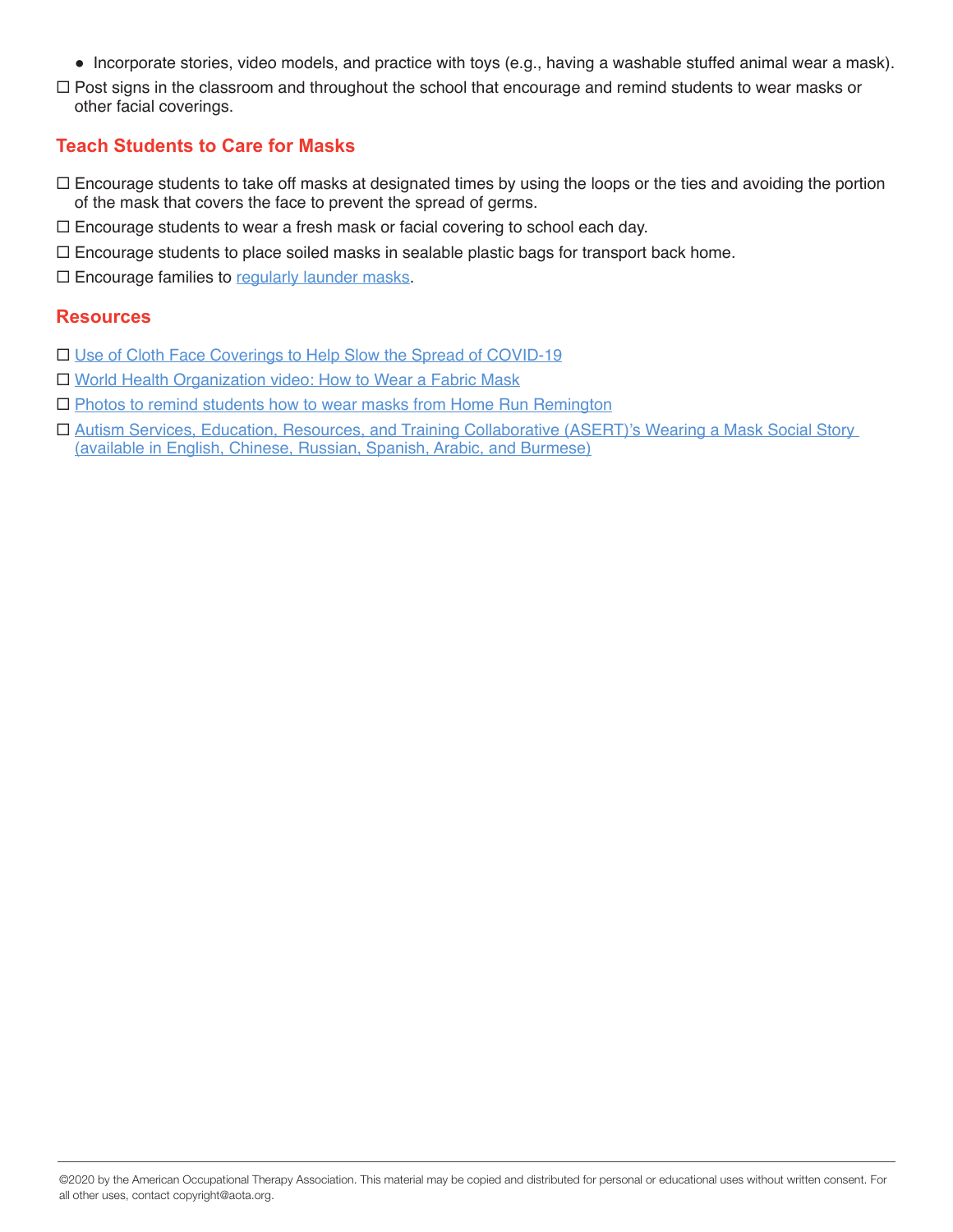- Incorporate stories, video models, and practice with toys (e.g., having a washable stuffed animal wear a mask).

☐ Post signs in the classroom and throughout the school that encourage and remind students to wear masks or other facial coverings.

## Teach Students to Care for Masks

☐ Encourage students to take off masks at designated times by using the loops or the ties and avoiding the portion of the mask that covers the face to prevent the spread of germs.

☐ Encourage students to wear a fresh mask or facial covering to school each day.

☐ Encourage students to place soiled masks in sealable plastic bags for transport back home.

☐ Encourage families to regularly launder masks.

## Resources

☐ Use of Cloth Face Coverings to Help Slow the Spread of COVID-19

☐ World Health Organization video: How to Wear a Fabric Mask

☐ Photos to remind students how to wear masks from Home Run Remington

☐ Autism Services, Education, Resources, and Training Collaborative (ASERT)'s Wearing a Mask Social Story (available in English, Chinese, Russian, Spanish, Arabic, and Burmese)

©2020 by the American Occupational Therapy Association. This material may be copied and distributed for personal or educational uses without written consent. For all other uses, contact copyright@aota.org.